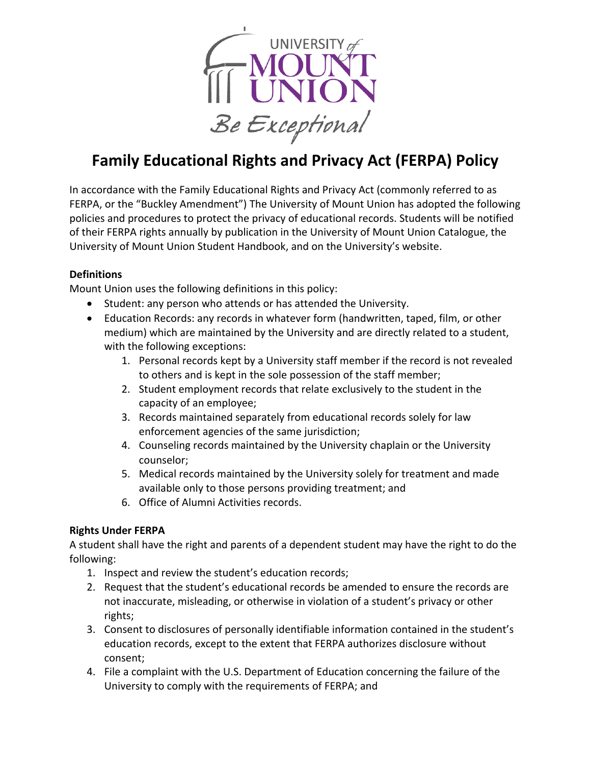# Family Educational Rights and Privacy Act (FERPA) Policy

In accordance with the Family Educational Rights and Privacy Act (commonly referred to as FERPA, or the "Buckley Amendment") The University of Mount Union has adopted the following policies and procedures to protect the privacy of educational records. Students will be notified of their FERPA rights annually by publication in the University of Mount Union Catalogue, the University of Mount Union Student Handbook, and on the University's website.

**Definitions**

Mount Union uses the following definitions in this policy:

- Student: any person who attends or has attended the University.
- Education Records: any records in whatever form (handwritten, taped, film, or other medium) which are maintained by the University and are directly related to a student, with the following exceptions:
    1. Personal records kept by a University staff member if the record is not revealed to others and is kept in the sole possession of the staff member;
    2. Student employment records that relate exclusively to the student in the capacity of an employee;
    3. Records maintained separately from educational records solely for law enforcement agencies of the same jurisdiction;
    4. Counseling records maintained by the University chaplain or the University counselor;
    5. Medical records maintained by the University solely for treatment and made available only to those persons providing treatment; and
    6. Office of Alumni Activities records.

**Rights Under FERPA**

A student shall have the right and parents of a dependent student may have the right to do the following:

1. Inspect and review the student's education records;
2. Request that the student's educational records be amended to ensure the records are not inaccurate, misleading, or otherwise in violation of a student's privacy or other rights;
3. Consent to disclosures of personally identifiable information contained in the student's education records, except to the extent that FERPA authorizes disclosure without consent;
4. File a complaint with the U.S. Department of Education concerning the failure of the University to comply with the requirements of FERPA; and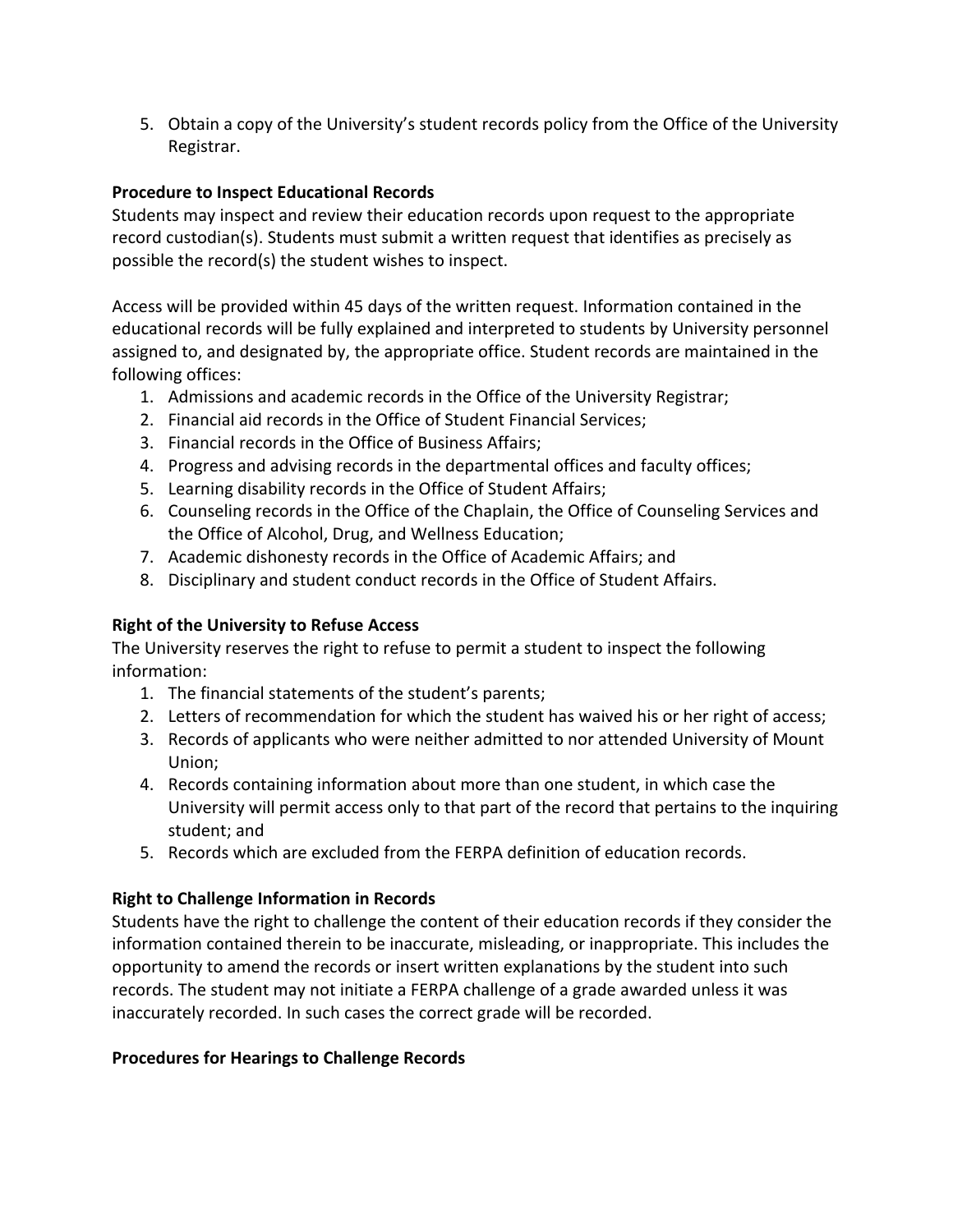5. Obtain a copy of the University's student records policy from the Office of the University Registrar.

**Procedure to Inspect Educational Records**

Students may inspect and review their education records upon request to the appropriate record custodian(s). Students must submit a written request that identifies as precisely as possible the record(s) the student wishes to inspect.

Access will be provided within 45 days of the written request. Information contained in the educational records will be fully explained and interpreted to students by University personnel assigned to, and designated by, the appropriate office. Student records are maintained in the following offices:

1. Admissions and academic records in the Office of the University Registrar;
2. Financial aid records in the Office of Student Financial Services;
3. Financial records in the Office of Business Affairs;
4. Progress and advising records in the departmental offices and faculty offices;
5. Learning disability records in the Office of Student Affairs;
6. Counseling records in the Office of the Chaplain, the Office of Counseling Services and the Office of Alcohol, Drug, and Wellness Education;
7. Academic dishonesty records in the Office of Academic Affairs; and
8. Disciplinary and student conduct records in the Office of Student Affairs.

**Right of the University to Refuse Access**

The University reserves the right to refuse to permit a student to inspect the following information:

1. The financial statements of the student's parents;
2. Letters of recommendation for which the student has waived his or her right of access;
3. Records of applicants who were neither admitted to nor attended University of Mount Union;
4. Records containing information about more than one student, in which case the University will permit access only to that part of the record that pertains to the inquiring student; and
5. Records which are excluded from the FERPA definition of education records.

**Right to Challenge Information in Records**

Students have the right to challenge the content of their education records if they consider the information contained therein to be inaccurate, misleading, or inappropriate. This includes the opportunity to amend the records or insert written explanations by the student into such records. The student may not initiate a FERPA challenge of a grade awarded unless it was inaccurately recorded. In such cases the correct grade will be recorded.

**Procedures for Hearings to Challenge Records**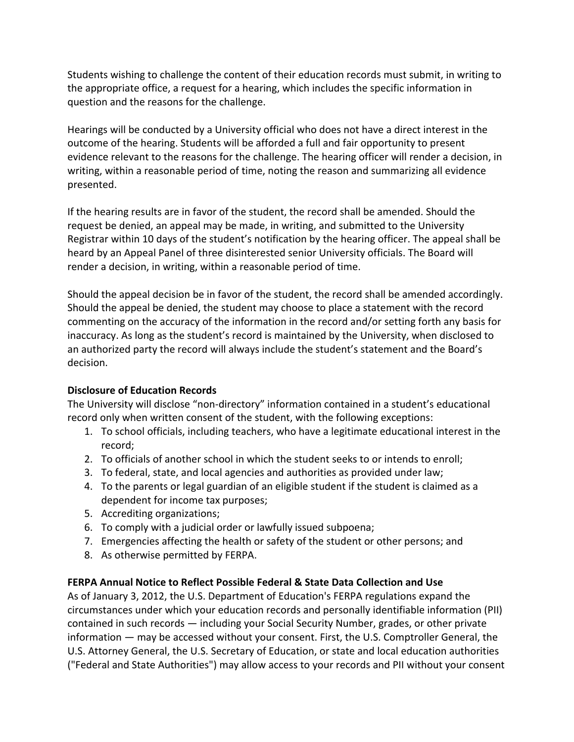Students wishing to challenge the content of their education records must submit, in writing to the appropriate office, a request for a hearing, which includes the specific information in question and the reasons for the challenge.

Hearings will be conducted by a University official who does not have a direct interest in the outcome of the hearing. Students will be afforded a full and fair opportunity to present evidence relevant to the reasons for the challenge. The hearing officer will render a decision, in writing, within a reasonable period of time, noting the reason and summarizing all evidence presented.

If the hearing results are in favor of the student, the record shall be amended. Should the request be denied, an appeal may be made, in writing, and submitted to the University Registrar within 10 days of the student's notification by the hearing officer. The appeal shall be heard by an Appeal Panel of three disinterested senior University officials. The Board will render a decision, in writing, within a reasonable period of time.

Should the appeal decision be in favor of the student, the record shall be amended accordingly. Should the appeal be denied, the student may choose to place a statement with the record commenting on the accuracy of the information in the record and/or setting forth any basis for inaccuracy. As long as the student's record is maintained by the University, when disclosed to an authorized party the record will always include the student's statement and the Board's decision.

**Disclosure of Education Records**

The University will disclose "non-directory" information contained in a student's educational record only when written consent of the student, with the following exceptions:

1. To school officials, including teachers, who have a legitimate educational interest in the record;
2. To officials of another school in which the student seeks to or intends to enroll;
3. To federal, state, and local agencies and authorities as provided under law;
4. To the parents or legal guardian of an eligible student if the student is claimed as a dependent for income tax purposes;
5. Accrediting organizations;
6. To comply with a judicial order or lawfully issued subpoena;
7. Emergencies affecting the health or safety of the student or other persons; and
8. As otherwise permitted by FERPA.

**FERPA Annual Notice to Reflect Possible Federal & State Data Collection and Use**

As of January 3, 2012, the U.S. Department of Education's FERPA regulations expand the circumstances under which your education records and personally identifiable information (PII) contained in such records — including your Social Security Number, grades, or other private information — may be accessed without your consent. First, the U.S. Comptroller General, the U.S. Attorney General, the U.S. Secretary of Education, or state and local education authorities ("Federal and State Authorities") may allow access to your records and PII without your consent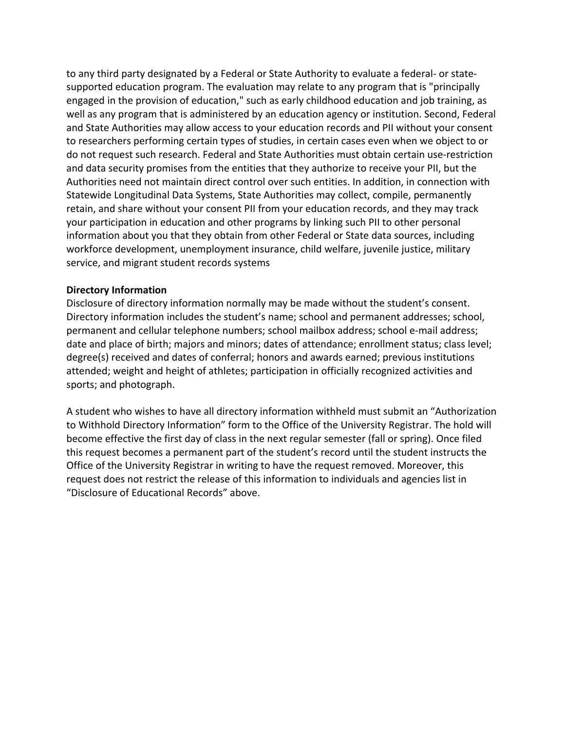to any third party designated by a Federal or State Authority to evaluate a federal- or state-supported education program. The evaluation may relate to any program that is "principally engaged in the provision of education," such as early childhood education and job training, as well as any program that is administered by an education agency or institution. Second, Federal and State Authorities may allow access to your education records and PII without your consent to researchers performing certain types of studies, in certain cases even when we object to or do not request such research. Federal and State Authorities must obtain certain use-restriction and data security promises from the entities that they authorize to receive your PII, but the Authorities need not maintain direct control over such entities. In addition, in connection with Statewide Longitudinal Data Systems, State Authorities may collect, compile, permanently retain, and share without your consent PII from your education records, and they may track your participation in education and other programs by linking such PII to other personal information about you that they obtain from other Federal or State data sources, including workforce development, unemployment insurance, child welfare, juvenile justice, military service, and migrant student records systems

**Directory Information**

Disclosure of directory information normally may be made without the student's consent. Directory information includes the student's name; school and permanent addresses; school, permanent and cellular telephone numbers; school mailbox address; school e-mail address; date and place of birth; majors and minors; dates of attendance; enrollment status; class level; degree(s) received and dates of conferral; honors and awards earned; previous institutions attended; weight and height of athletes; participation in officially recognized activities and sports; and photograph.

A student who wishes to have all directory information withheld must submit an "Authorization to Withhold Directory Information" form to the Office of the University Registrar. The hold will become effective the first day of class in the next regular semester (fall or spring). Once filed this request becomes a permanent part of the student's record until the student instructs the Office of the University Registrar in writing to have the request removed. Moreover, this request does not restrict the release of this information to individuals and agencies list in "Disclosure of Educational Records" above.